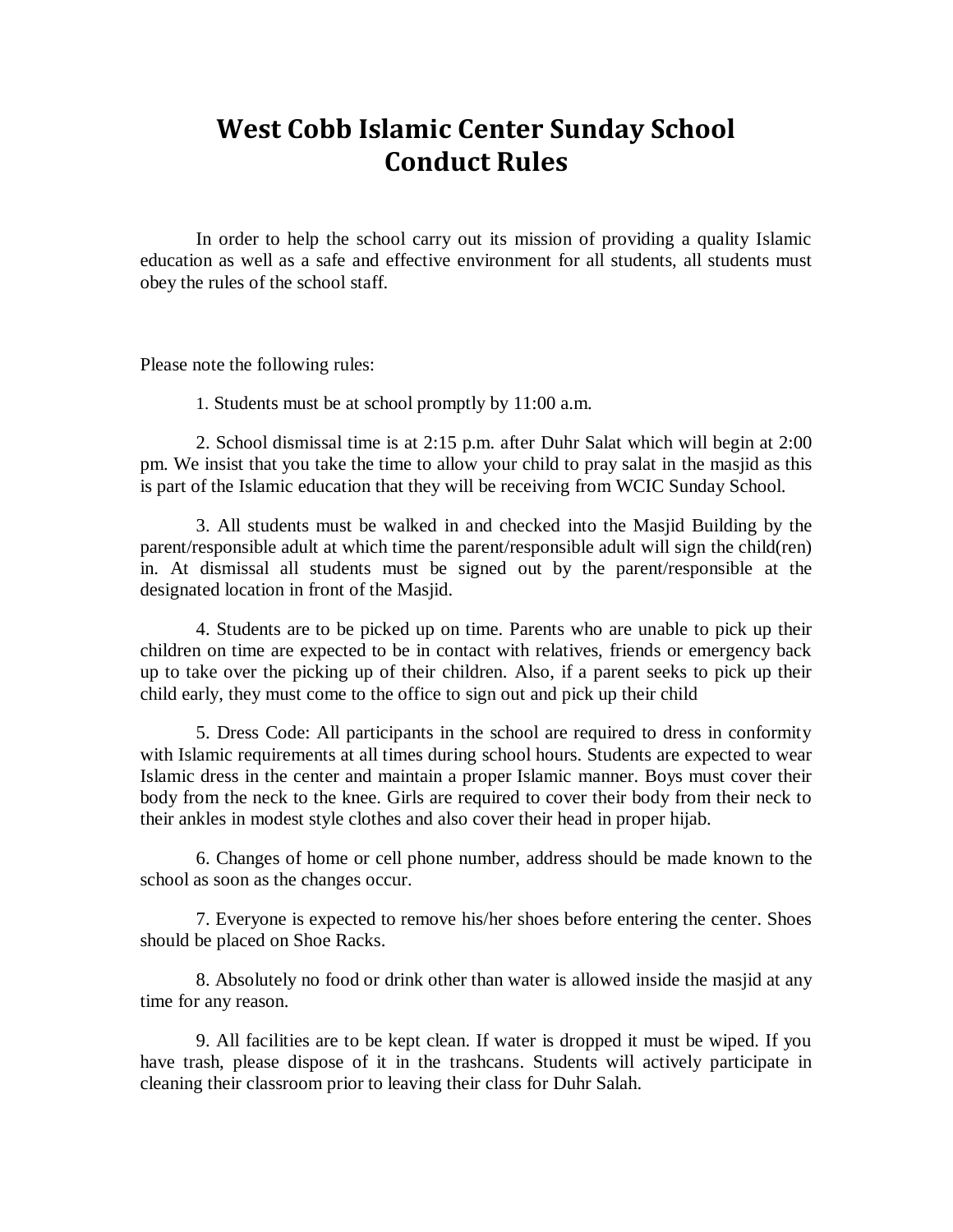# West Cobb Islamic Center Sunday School Conduct Rules

In order to help the school carry out its mission of providing a quality Islamic education as well as a safe and effective environment for all students, all students must obey the rules of the school staff.

Please note the following rules:

1. Students must be at school promptly by 11:00 a.m.

2. School dismissal time is at 2:15 p.m. after Duhr Salat which will begin at 2:00 pm. We insist that you take the time to allow your child to pray salat in the masjid as this is part of the Islamic education that they will be receiving from WCIC Sunday School.

3. All students must be walked in and checked into the Masjid Building by the parent/responsible adult at which time the parent/responsible adult will sign the child(ren) in. At dismissal all students must be signed out by the parent/responsible at the designated location in front of the Masjid.

4. Students are to be picked up on time. Parents who are unable to pick up their children on time are expected to be in contact with relatives, friends or emergency back up to take over the picking up of their children. Also, if a parent seeks to pick up their child early, they must come to the office to sign out and pick up their child

5. Dress Code: All participants in the school are required to dress in conformity with Islamic requirements at all times during school hours. Students are expected to wear Islamic dress in the center and maintain a proper Islamic manner. Boys must cover their body from the neck to the knee. Girls are required to cover their body from their neck to their ankles in modest style clothes and also cover their head in proper hijab.

6. Changes of home or cell phone number, address should be made known to the school as soon as the changes occur.

7. Everyone is expected to remove his/her shoes before entering the center. Shoes should be placed on Shoe Racks.

8. Absolutely no food or drink other than water is allowed inside the masjid at any time for any reason.

9. All facilities are to be kept clean. If water is dropped it must be wiped. If you have trash, please dispose of it in the trashcans. Students will actively participate in cleaning their classroom prior to leaving their class for Duhr Salah.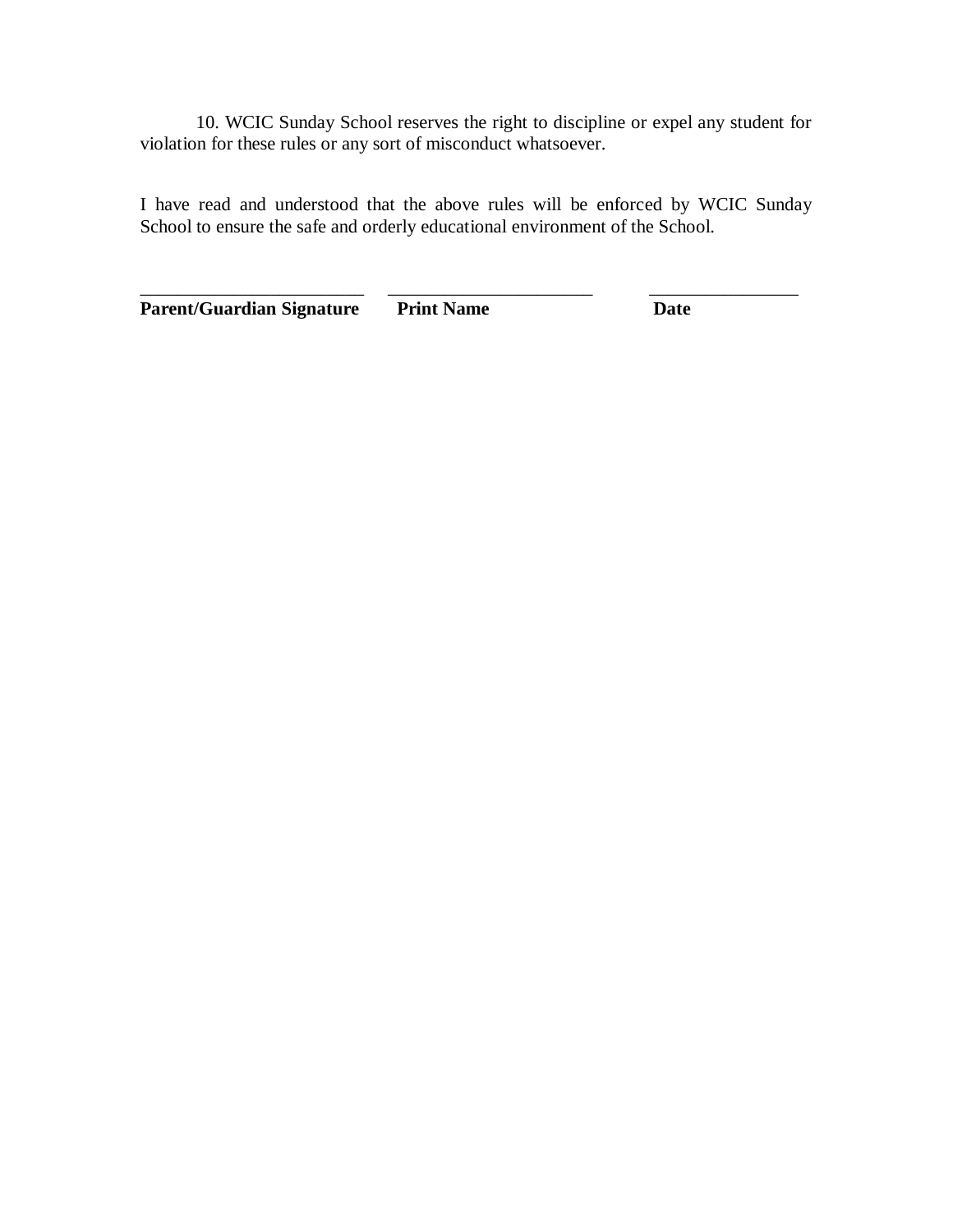10. WCIC Sunday School reserves the right to discipline or expel any student for violation for these rules or any sort of misconduct whatsoever.

I have read and understood that the above rules will be enforced by WCIC Sunday School to ensure the safe and orderly educational environment of the School.

| ________________________ | ______________________ | ________________ |
| --- | --- | --- |
| **Parent/Guardian Signature** | **Print Name** | **Date** |